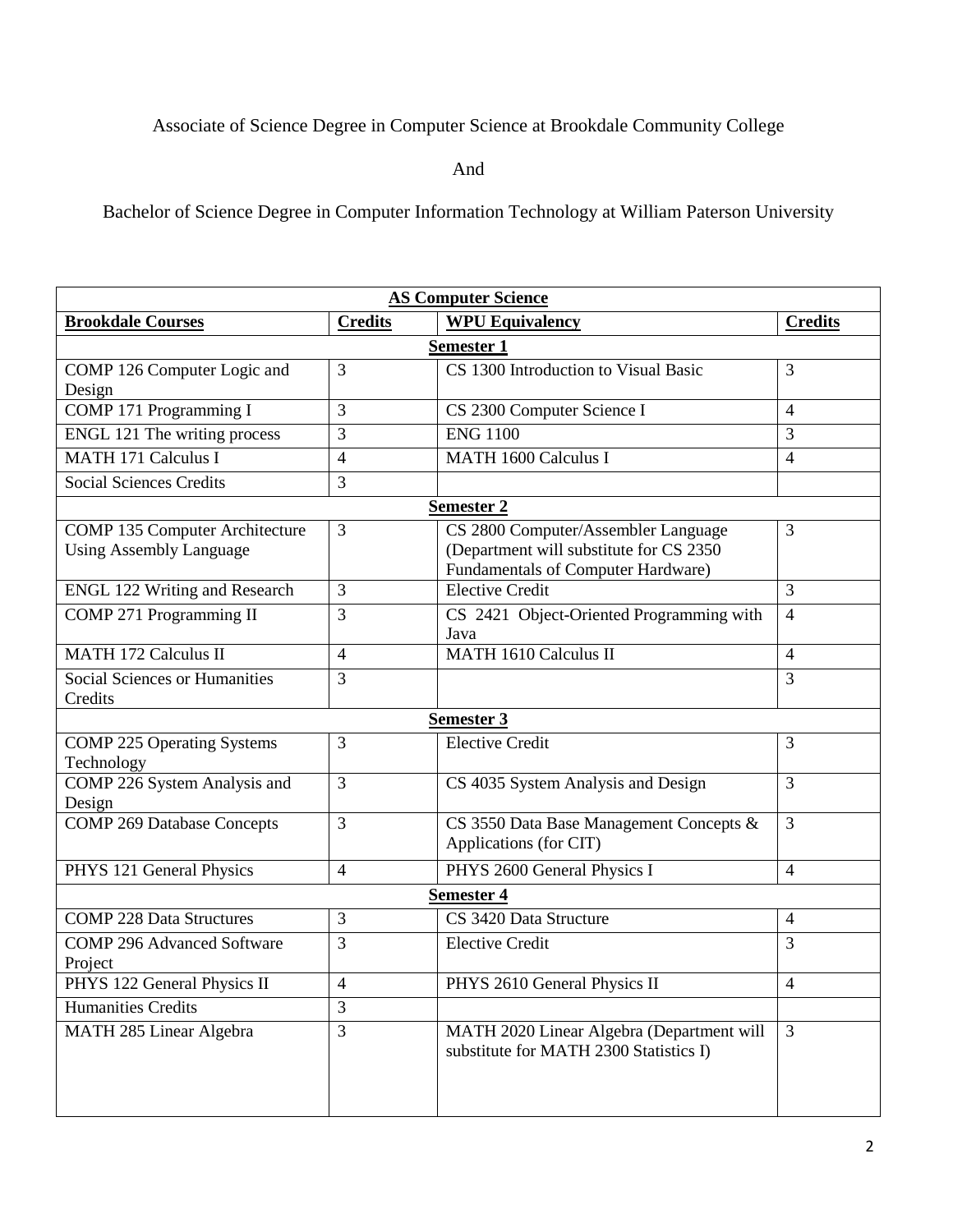Associate of Science Degree in Computer Science at Brookdale Community College

And

Bachelor of Science Degree in Computer Information Technology at William Paterson University

| **AS Computer Science** | | | |
|---|---|---|---|
| **Brookdale Courses** | **Credits** | **WPU Equivalency** | **Credits** |
| **Semester 1** | | | |
| COMP 126 Computer Logic and Design | 3 | CS 1300 Introduction to Visual Basic | 3 |
| COMP 171 Programming I | 3 | CS 2300 Computer Science I | 4 |
| ENGL 121 The writing process | 3 | ENG 1100 | 3 |
| MATH 171 Calculus I | 4 | MATH 1600 Calculus I | 4 |
| Social Sciences Credits | 3 | | |
| **Semester 2** | | | |
| COMP 135 Computer Architecture Using Assembly Language | 3 | CS 2800 Computer/Assembler Language (Department will substitute for CS 2350 Fundamentals of Computer Hardware) | 3 |
| ENGL 122 Writing and Research | 3 | Elective Credit | 3 |
| COMP 271 Programming II | 3 | CS 2421 Object-Oriented Programming with Java | 4 |
| MATH 172 Calculus II | 4 | MATH 1610 Calculus II | 4 |
| Social Sciences or Humanities Credits | 3 | | 3 |
| **Semester 3** | | | |
| COMP 225 Operating Systems Technology | 3 | Elective Credit | 3 |
| COMP 226 System Analysis and Design | 3 | CS 4035 System Analysis and Design | 3 |
| COMP 269 Database Concepts | 3 | CS 3550 Data Base Management Concepts & Applications (for CIT) | 3 |
| PHYS 121 General Physics | 4 | PHYS 2600 General Physics I | 4 |
| **Semester 4** | | | |
| COMP 228 Data Structures | 3 | CS 3420 Data Structure | 4 |
| COMP 296 Advanced Software Project | 3 | Elective Credit | 3 |
| PHYS 122 General Physics II | 4 | PHYS 2610 General Physics II | 4 |
| Humanities Credits | 3 | | |
| MATH 285 Linear Algebra | 3 | MATH 2020 Linear Algebra (Department will substitute for MATH 2300 Statistics I) | 3 |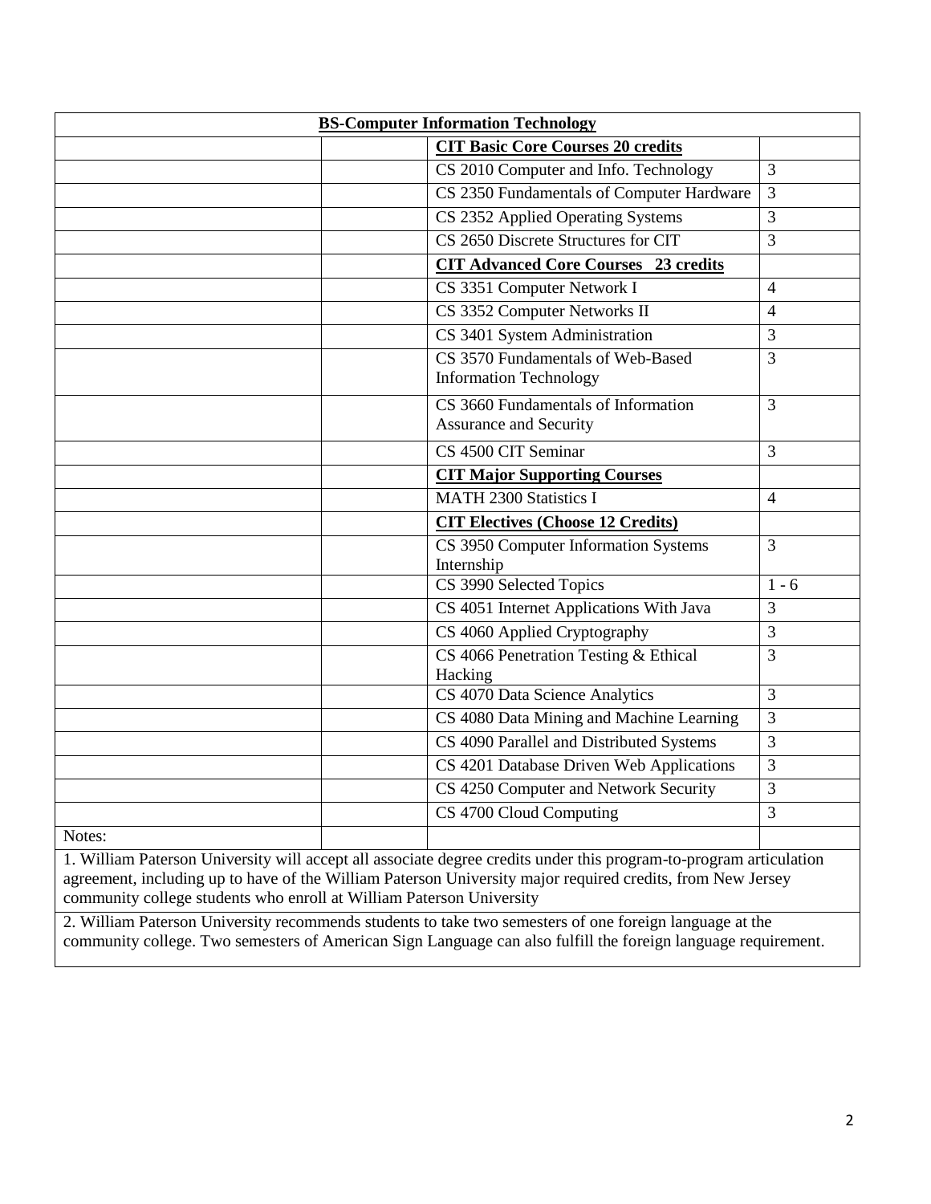| BS-Computer Information Technology | | | |
|---|---|---|---|
| | | **CIT Basic Core Courses 20 credits** | |
| | | CS 2010 Computer and Info. Technology | 3 |
| | | CS 2350 Fundamentals of Computer Hardware | 3 |
| | | CS 2352 Applied Operating Systems | 3 |
| | | CS 2650 Discrete Structures for CIT | 3 |
| | | **CIT Advanced Core Courses 23 credits** | |
| | | CS 3351 Computer Network I | 4 |
| | | CS 3352 Computer Networks II | 4 |
| | | CS 3401 System Administration | 3 |
| | | CS 3570 Fundamentals of Web-Based Information Technology | 3 |
| | | CS 3660 Fundamentals of Information Assurance and Security | 3 |
| | | CS 4500 CIT Seminar | 3 |
| | | **CIT Major Supporting Courses** | |
| | | MATH 2300 Statistics I | 4 |
| | | **CIT Electives (Choose 12 Credits)** | |
| | | CS 3950 Computer Information Systems Internship | 3 |
| | | CS 3990 Selected Topics | 1 - 6 |
| | | CS 4051 Internet Applications With Java | 3 |
| | | CS 4060 Applied Cryptography | 3 |
| | | CS 4066 Penetration Testing & Ethical Hacking | 3 |
| | | CS 4070 Data Science Analytics | 3 |
| | | CS 4080 Data Mining and Machine Learning | 3 |
| | | CS 4090 Parallel and Distributed Systems | 3 |
| | | CS 4201 Database Driven Web Applications | 3 |
| | | CS 4250 Computer and Network Security | 3 |
| | | CS 4700 Cloud Computing | 3 |
| Notes: | | | |

1. William Paterson University will accept all associate degree credits under this program-to-program articulation agreement, including up to have of the William Paterson University major required credits, from New Jersey community college students who enroll at William Paterson University

2. William Paterson University recommends students to take two semesters of one foreign language at the community college. Two semesters of American Sign Language can also fulfill the foreign language requirement.